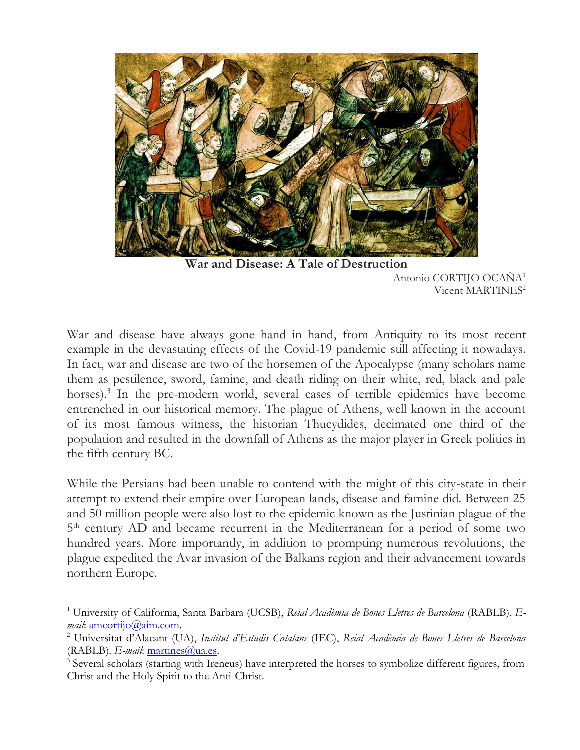# War and Disease: A Tale of Destruction

Antonio CORTIJO OCAÑA[1]
Vicent MARTINES[2]

War and disease have always gone hand in hand, from Antiquity to its most recent example in the devastating effects of the Covid-19 pandemic still affecting it nowadays. In fact, war and disease are two of the horsemen of the Apocalypse (many scholars name them as pestilence, sword, famine, and death riding on their white, red, black and pale horses).[3] In the pre-modern world, several cases of terrible epidemics have become entrenched in our historical memory. The plague of Athens, well known in the account of its most famous witness, the historian Thucydides, decimated one third of the population and resulted in the downfall of Athens as the major player in Greek politics in the fifth century BC.

While the Persians had been unable to contend with the might of this city-state in their attempt to extend their empire over European lands, disease and famine did. Between 25 and 50 million people were also lost to the epidemic known as the Justinian plague of the 5th century AD and became recurrent in the Mediterranean for a period of some two hundred years. More importantly, in addition to prompting numerous revolutions, the plague expedited the Avar invasion of the Balkans region and their advancement towards northern Europe.

---

[1] University of California, Santa Barbara (UCSB), *Reial Acadèmia de Bones Lletres de Barcelona* (RABLB). *E-mail*: amcortijo@aim.com.

[2] Universitat d'Alacant (UA), *Institut d'Estudis Catalans* (IEC), *Reial Acadèmia de Bones Lletres de Barcelona* (RABLB). *E-mail*: martines@ua.es.

[3] Several scholars (starting with Ireneus) have interpreted the horses to symbolize different figures, from Christ and the Holy Spirit to the Anti-Christ.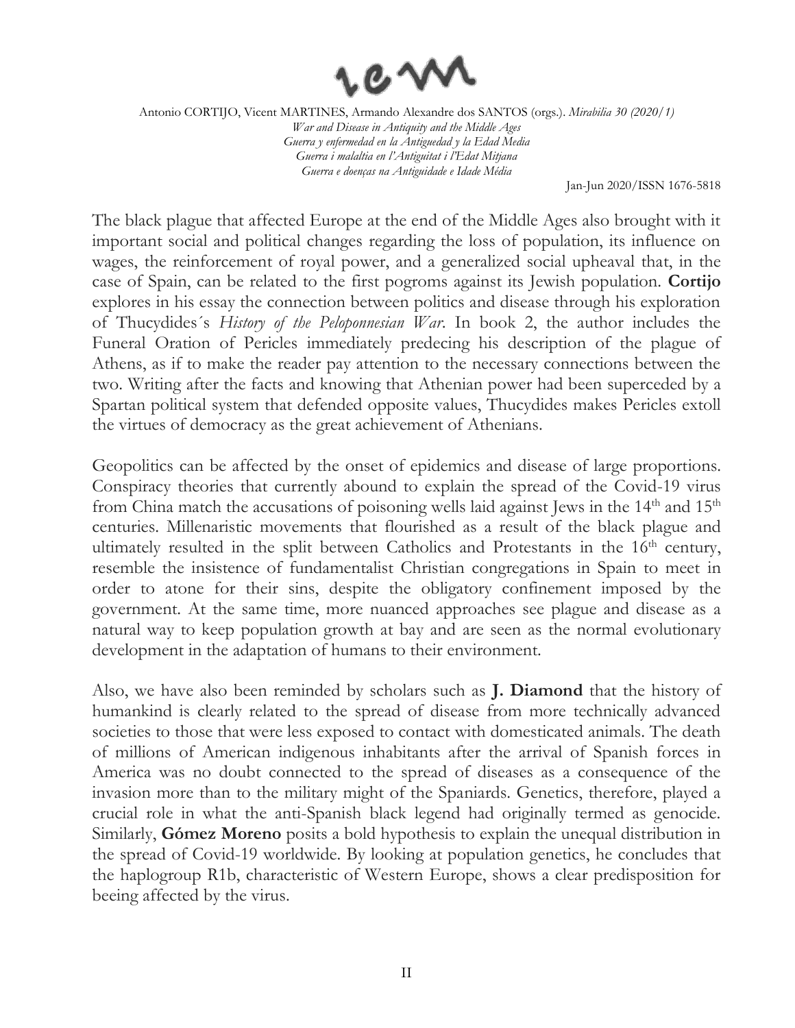The black plague that affected Europe at the end of the Middle Ages also brought with it important social and political changes regarding the loss of population, its influence on wages, the reinforcement of royal power, and a generalized social upheaval that, in the case of Spain, can be related to the first pogroms against its Jewish population. **Cortijo** explores in his essay the connection between politics and disease through his exploration of Thucydides´s *History of the Peloponnesian War*. In book 2, the author includes the Funeral Oration of Pericles immediately predecing his description of the plague of Athens, as if to make the reader pay attention to the necessary connections between the two. Writing after the facts and knowing that Athenian power had been superceded by a Spartan political system that defended opposite values, Thucydides makes Pericles extoll the virtues of democracy as the great achievement of Athenians.

Geopolitics can be affected by the onset of epidemics and disease of large proportions. Conspiracy theories that currently abound to explain the spread of the Covid-19 virus from China match the accusations of poisoning wells laid against Jews in the 14th and 15th centuries. Millenaristic movements that flourished as a result of the black plague and ultimately resulted in the split between Catholics and Protestants in the 16th century, resemble the insistence of fundamentalist Christian congregations in Spain to meet in order to atone for their sins, despite the obligatory confinement imposed by the government. At the same time, more nuanced approaches see plague and disease as a natural way to keep population growth at bay and are seen as the normal evolutionary development in the adaptation of humans to their environment.

Also, we have also been reminded by scholars such as **J. Diamond** that the history of humankind is clearly related to the spread of disease from more technically advanced societies to those that were less exposed to contact with domesticated animals. The death of millions of American indigenous inhabitants after the arrival of Spanish forces in America was no doubt connected to the spread of diseases as a consequence of the invasion more than to the military might of the Spaniards. Genetics, therefore, played a crucial role in what the anti-Spanish black legend had originally termed as genocide. Similarly, **Gómez Moreno** posits a bold hypothesis to explain the unequal distribution in the spread of Covid-19 worldwide. By looking at population genetics, he concludes that the haplogroup R1b, characteristic of Western Europe, shows a clear predisposition for beeing affected by the virus.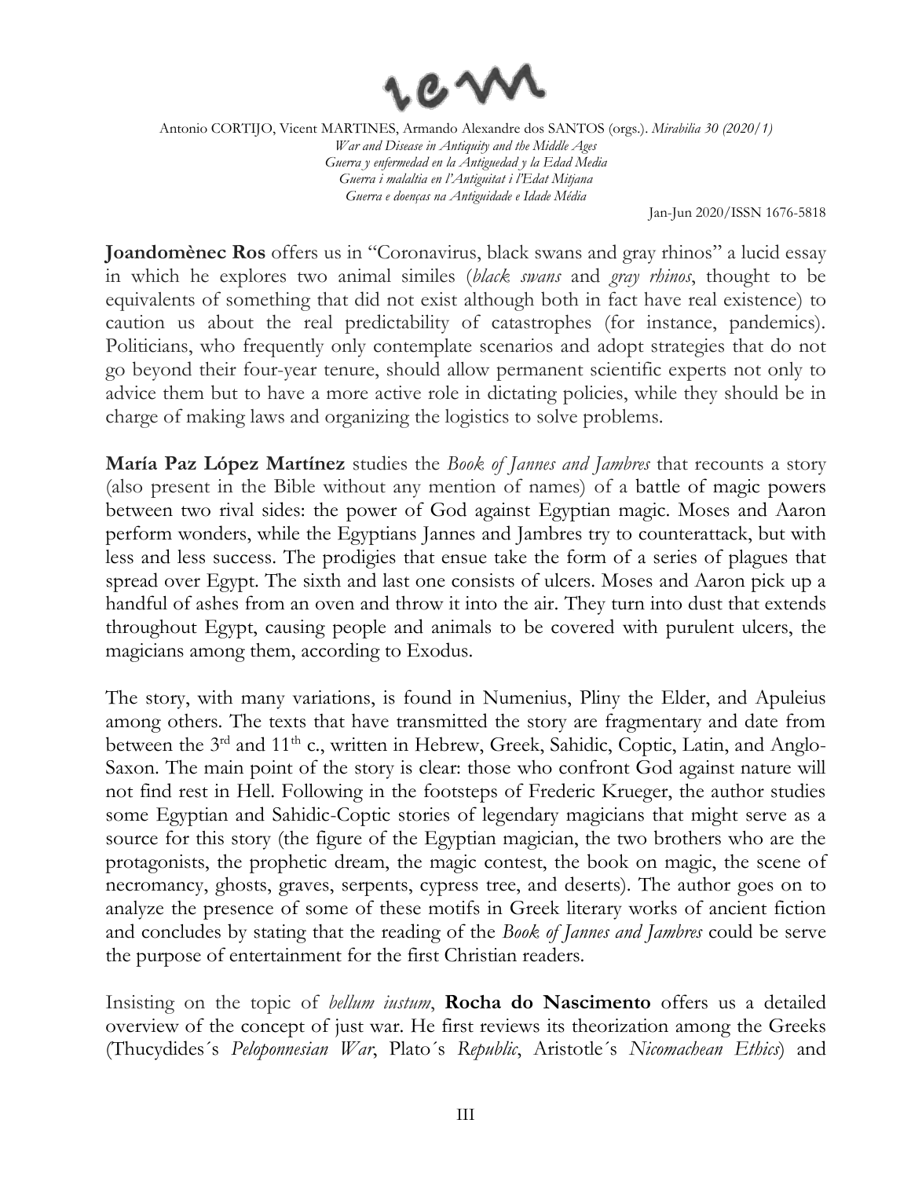**Joandomènec Ros** offers us in "Coronavirus, black swans and gray rhinos" a lucid essay in which he explores two animal similes (*black swans* and *gray rhinos*, thought to be equivalents of something that did not exist although both in fact have real existence) to caution us about the real predictability of catastrophes (for instance, pandemics). Politicians, who frequently only contemplate scenarios and adopt strategies that do not go beyond their four-year tenure, should allow permanent scientific experts not only to advice them but to have a more active role in dictating policies, while they should be in charge of making laws and organizing the logistics to solve problems.

**María Paz López Martínez** studies the *Book of Jannes and Jambres* that recounts a story (also present in the Bible without any mention of names) of a battle of magic powers between two rival sides: the power of God against Egyptian magic. Moses and Aaron perform wonders, while the Egyptians Jannes and Jambres try to counterattack, but with less and less success. The prodigies that ensue take the form of a series of plagues that spread over Egypt. The sixth and last one consists of ulcers. Moses and Aaron pick up a handful of ashes from an oven and throw it into the air. They turn into dust that extends throughout Egypt, causing people and animals to be covered with purulent ulcers, the magicians among them, according to Exodus.

The story, with many variations, is found in Numenius, Pliny the Elder, and Apuleius among others. The texts that have transmitted the story are fragmentary and date from between the 3rd and 11th c., written in Hebrew, Greek, Sahidic, Coptic, Latin, and Anglo-Saxon. The main point of the story is clear: those who confront God against nature will not find rest in Hell. Following in the footsteps of Frederic Krueger, the author studies some Egyptian and Sahidic-Coptic stories of legendary magicians that might serve as a source for this story (the figure of the Egyptian magician, the two brothers who are the protagonists, the prophetic dream, the magic contest, the book on magic, the scene of necromancy, ghosts, graves, serpents, cypress tree, and deserts). The author goes on to analyze the presence of some of these motifs in Greek literary works of ancient fiction and concludes by stating that the reading of the *Book of Jannes and Jambres* could be serve the purpose of entertainment for the first Christian readers.

Insisting on the topic of *bellum iustum*, **Rocha do Nascimento** offers us a detailed overview of the concept of just war. He first reviews its theorization among the Greeks (Thucydides´s *Peloponnesian War*, Plato´s *Republic*, Aristotle´s *Nicomachean Ethics*) and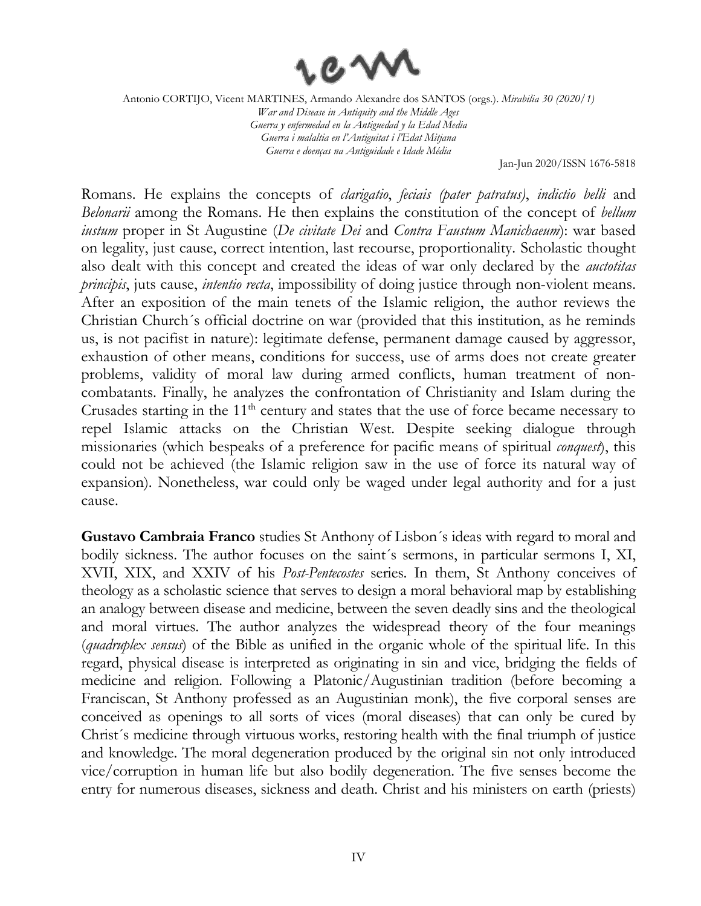Romans. He explains the concepts of *clarigatio*, *feciais (pater patratus)*, *indictio belli* and *Belonarii* among the Romans. He then explains the constitution of the concept of *bellum iustum* proper in St Augustine (*De civitate Dei* and *Contra Faustum Manichaeum*): war based on legality, just cause, correct intention, last recourse, proportionality. Scholastic thought also dealt with this concept and created the ideas of war only declared by the *auctotitas principis*, juts cause, *intentio recta*, impossibility of doing justice through non-violent means. After an exposition of the main tenets of the Islamic religion, the author reviews the Christian Church´s official doctrine on war (provided that this institution, as he reminds us, is not pacifist in nature): legitimate defense, permanent damage caused by aggressor, exhaustion of other means, conditions for success, use of arms does not create greater problems, validity of moral law during armed conflicts, human treatment of non-combatants. Finally, he analyzes the confrontation of Christianity and Islam during the Crusades starting in the 11th century and states that the use of force became necessary to repel Islamic attacks on the Christian West. Despite seeking dialogue through missionaries (which bespeaks of a preference for pacific means of spiritual *conquest*), this could not be achieved (the Islamic religion saw in the use of force its natural way of expansion). Nonetheless, war could only be waged under legal authority and for a just cause.

**Gustavo Cambraia Franco** studies St Anthony of Lisbon´s ideas with regard to moral and bodily sickness. The author focuses on the saint´s sermons, in particular sermons I, XI, XVII, XIX, and XXIV of his *Post-Pentecostes* series. In them, St Anthony conceives of theology as a scholastic science that serves to design a moral behavioral map by establishing an analogy between disease and medicine, between the seven deadly sins and the theological and moral virtues. The author analyzes the widespread theory of the four meanings (*quadruplex sensus*) of the Bible as unified in the organic whole of the spiritual life. In this regard, physical disease is interpreted as originating in sin and vice, bridging the fields of medicine and religion. Following a Platonic/Augustinian tradition (before becoming a Franciscan, St Anthony professed as an Augustinian monk), the five corporal senses are conceived as openings to all sorts of vices (moral diseases) that can only be cured by Christ´s medicine through virtuous works, restoring health with the final triumph of justice and knowledge. The moral degeneration produced by the original sin not only introduced vice/corruption in human life but also bodily degeneration. The five senses become the entry for numerous diseases, sickness and death. Christ and his ministers on earth (priests)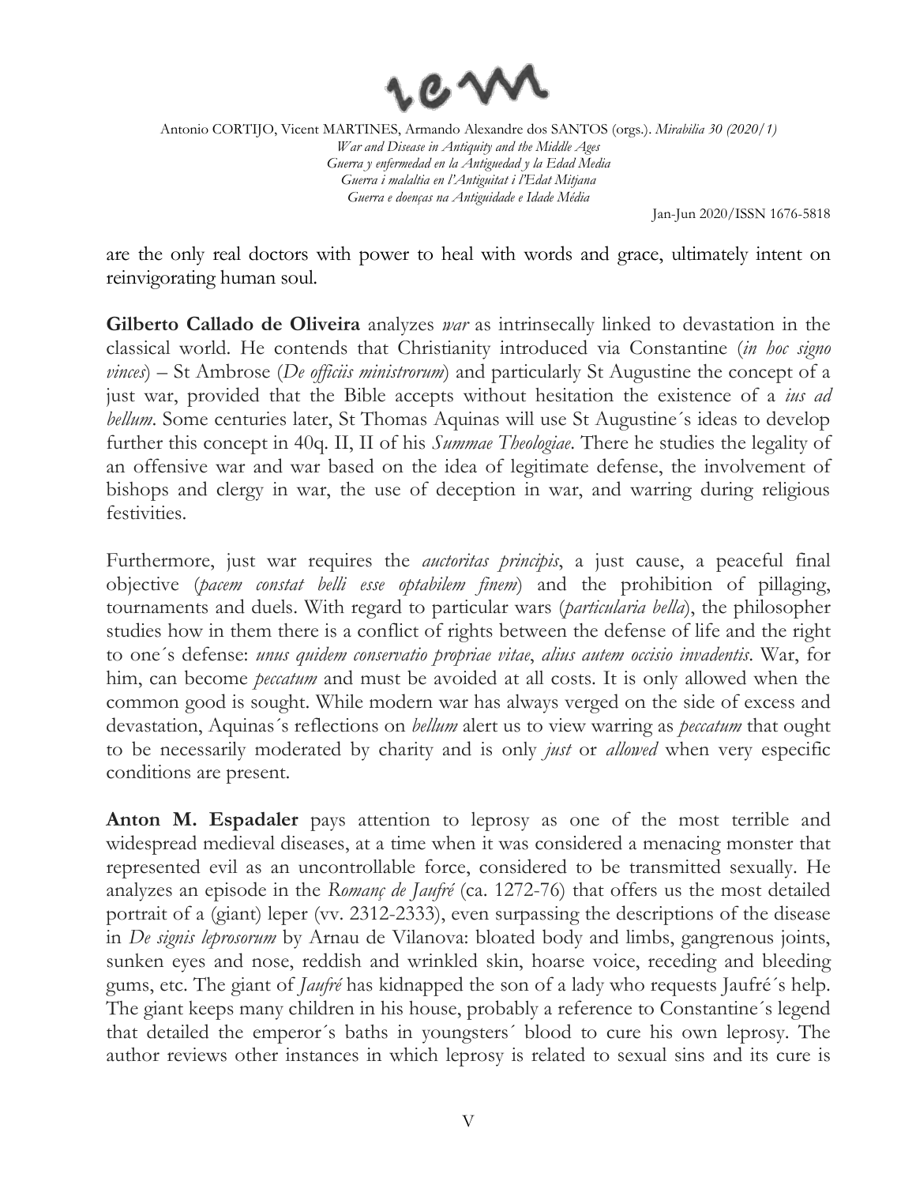are the only real doctors with power to heal with words and grace, ultimately intent on reinvigorating human soul.

**Gilberto Callado de Oliveira** analyzes *war* as intrinsecally linked to devastation in the classical world. He contends that Christianity introduced via Constantine (*in hoc signo vinces*) – St Ambrose (*De officiis ministrorum*) and particularly St Augustine the concept of a just war, provided that the Bible accepts without hesitation the existence of a *ius ad bellum*. Some centuries later, St Thomas Aquinas will use St Augustine´s ideas to develop further this concept in 40q. II, II of his *Summae Theologiae*. There he studies the legality of an offensive war and war based on the idea of legitimate defense, the involvement of bishops and clergy in war, the use of deception in war, and warring during religious festivities.

Furthermore, just war requires the *auctoritas principis*, a just cause, a peaceful final objective (*pacem constat belli esse optabilem finem*) and the prohibition of pillaging, tournaments and duels. With regard to particular wars (*particularia bella*), the philosopher studies how in them there is a conflict of rights between the defense of life and the right to one´s defense: *unus quidem conservatio propriae vitae*, *alius autem occisio invadentis*. War, for him, can become *peccatum* and must be avoided at all costs. It is only allowed when the common good is sought. While modern war has always verged on the side of excess and devastation, Aquinas´s reflections on *bellum* alert us to view warring as *peccatum* that ought to be necessarily moderated by charity and is only *just* or *allowed* when very especific conditions are present.

**Anton M. Espadaler** pays attention to leprosy as one of the most terrible and widespread medieval diseases, at a time when it was considered a menacing monster that represented evil as an uncontrollable force, considered to be transmitted sexually. He analyzes an episode in the *Romanç de Jaufré* (ca. 1272-76) that offers us the most detailed portrait of a (giant) leper (vv. 2312-2333), even surpassing the descriptions of the disease in *De signis leprosorum* by Arnau de Vilanova: bloated body and limbs, gangrenous joints, sunken eyes and nose, reddish and wrinkled skin, hoarse voice, receding and bleeding gums, etc. The giant of *Jaufré* has kidnapped the son of a lady who requests Jaufré´s help. The giant keeps many children in his house, probably a reference to Constantine´s legend that detailed the emperor´s baths in youngsters´ blood to cure his own leprosy. The author reviews other instances in which leprosy is related to sexual sins and its cure is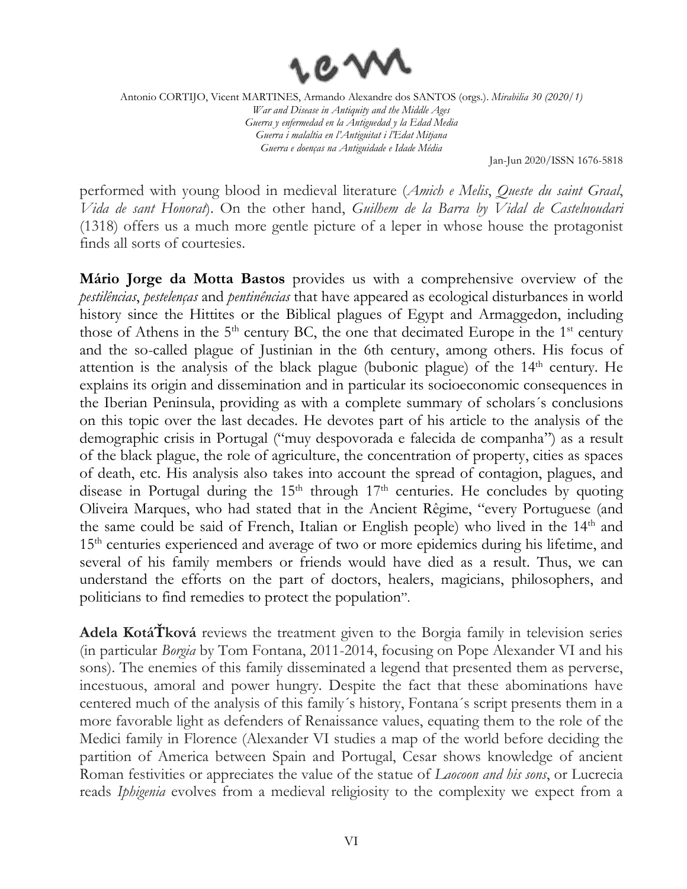performed with young blood in medieval literature (*Amich e Melis*, *Queste du saint Graal*, *Vida de sant Honorat*). On the other hand, *Guilhem de la Barra by Vidal de Castelnoudari* (1318) offers us a much more gentle picture of a leper in whose house the protagonist finds all sorts of courtesies.

**Mário Jorge da Motta Bastos** provides us with a comprehensive overview of the *pestilências*, *pestelenças* and *pentinências* that have appeared as ecological disturbances in world history since the Hittites or the Biblical plagues of Egypt and Armaggedon, including those of Athens in the 5th century BC, the one that decimated Europe in the 1st century and the so-called plague of Justinian in the 6th century, among others. His focus of attention is the analysis of the black plague (bubonic plague) of the 14th century. He explains its origin and dissemination and in particular its socioeconomic consequences in the Iberian Peninsula, providing as with a complete summary of scholars´s conclusions on this topic over the last decades. He devotes part of his article to the analysis of the demographic crisis in Portugal ("muy despovorada e falecida de companha") as a result of the black plague, the role of agriculture, the concentration of property, cities as spaces of death, etc. His analysis also takes into account the spread of contagion, plagues, and disease in Portugal during the 15th through 17th centuries. He concludes by quoting Oliveira Marques, who had stated that in the Ancient Rêgime, "every Portuguese (and the same could be said of French, Italian or English people) who lived in the 14th and 15th centuries experienced and average of two or more epidemics during his lifetime, and several of his family members or friends would have died as a result. Thus, we can understand the efforts on the part of doctors, healers, magicians, philosophers, and politicians to find remedies to protect the population".

**Adela KotáŤková** reviews the treatment given to the Borgia family in television series (in particular *Borgia* by Tom Fontana, 2011-2014, focusing on Pope Alexander VI and his sons). The enemies of this family disseminated a legend that presented them as perverse, incestuous, amoral and power hungry. Despite the fact that these abominations have centered much of the analysis of this family´s history, Fontana´s script presents them in a more favorable light as defenders of Renaissance values, equating them to the role of the Medici family in Florence (Alexander VI studies a map of the world before deciding the partition of America between Spain and Portugal, Cesar shows knowledge of ancient Roman festivities or appreciates the value of the statue of *Laocoon and his sons*, or Lucrecia reads *Iphigenia* evolves from a medieval religiosity to the complexity we expect from a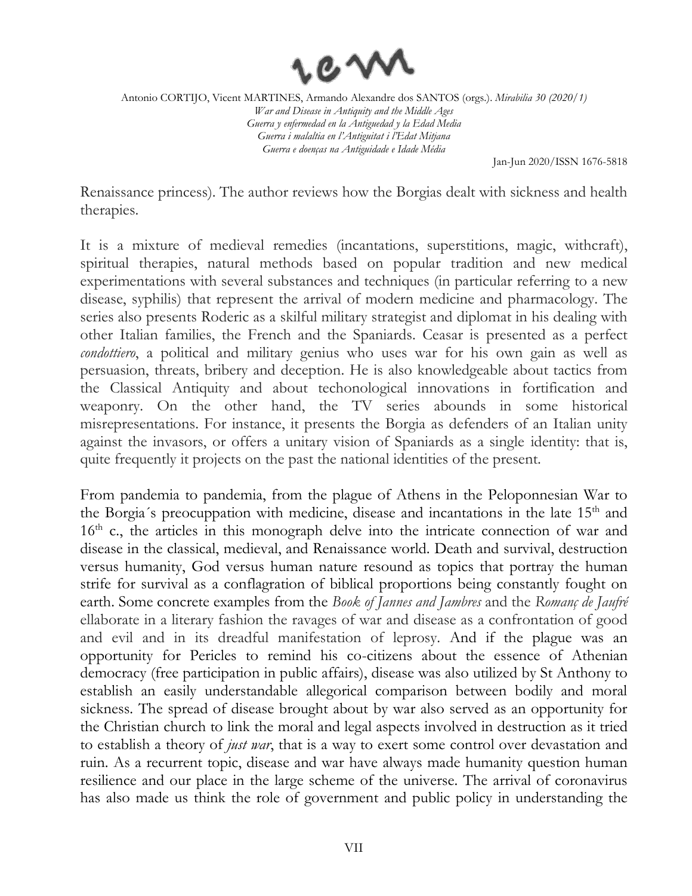Renaissance princess). The author reviews how the Borgias dealt with sickness and health therapies.

It is a mixture of medieval remedies (incantations, superstitions, magic, withcraft), spiritual therapies, natural methods based on popular tradition and new medical experimentations with several substances and techniques (in particular referring to a new disease, syphilis) that represent the arrival of modern medicine and pharmacology. The series also presents Roderic as a skilful military strategist and diplomat in his dealing with other Italian families, the French and the Spaniards. Ceasar is presented as a perfect *condottiero*, a political and military genius who uses war for his own gain as well as persuasion, threats, bribery and deception. He is also knowledgeable about tactics from the Classical Antiquity and about techonological innovations in fortification and weaponry. On the other hand, the TV series abounds in some historical misrepresentations. For instance, it presents the Borgia as defenders of an Italian unity against the invasors, or offers a unitary vision of Spaniards as a single identity: that is, quite frequently it projects on the past the national identities of the present.

From pandemia to pandemia, from the plague of Athens in the Peloponnesian War to the Borgia´s preocuppation with medicine, disease and incantations in the late 15th and 16th c., the articles in this monograph delve into the intricate connection of war and disease in the classical, medieval, and Renaissance world. Death and survival, destruction versus humanity, God versus human nature resound as topics that portray the human strife for survival as a conflagration of biblical proportions being constantly fought on earth. Some concrete examples from the *Book of Jannes and Jambres* and the *Romanç de Jaufré* ellaborate in a literary fashion the ravages of war and disease as a confrontation of good and evil and in its dreadful manifestation of leprosy. And if the plague was an opportunity for Pericles to remind his co-citizens about the essence of Athenian democracy (free participation in public affairs), disease was also utilized by St Anthony to establish an easily understandable allegorical comparison between bodily and moral sickness. The spread of disease brought about by war also served as an opportunity for the Christian church to link the moral and legal aspects involved in destruction as it tried to establish a theory of *just war*, that is a way to exert some control over devastation and ruin. As a recurrent topic, disease and war have always made humanity question human resilience and our place in the large scheme of the universe. The arrival of coronavirus has also made us think the role of government and public policy in understanding the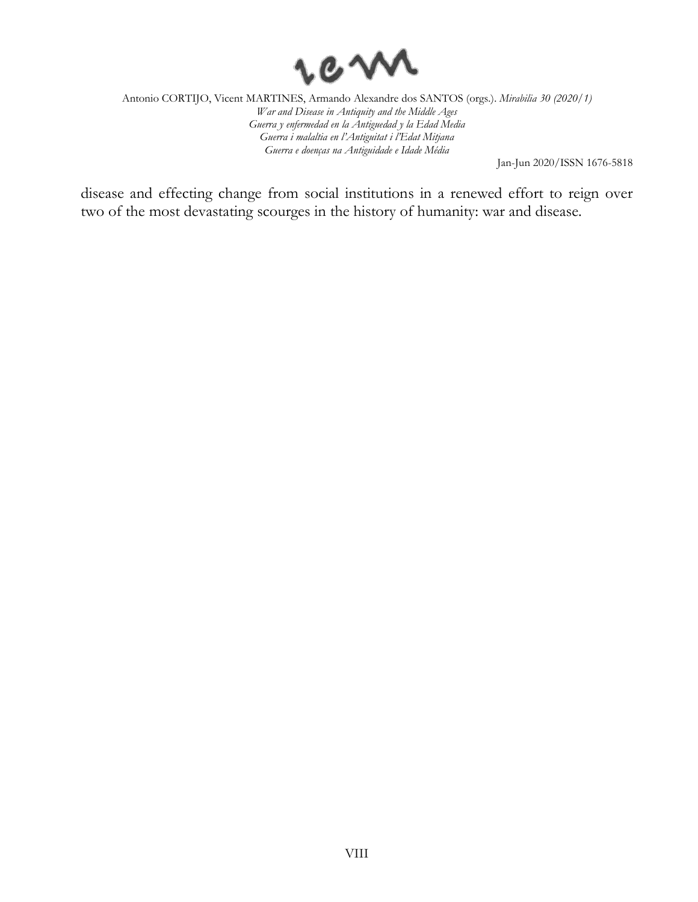disease and effecting change from social institutions in a renewed effort to reign over two of the most devastating scourges in the history of humanity: war and disease.